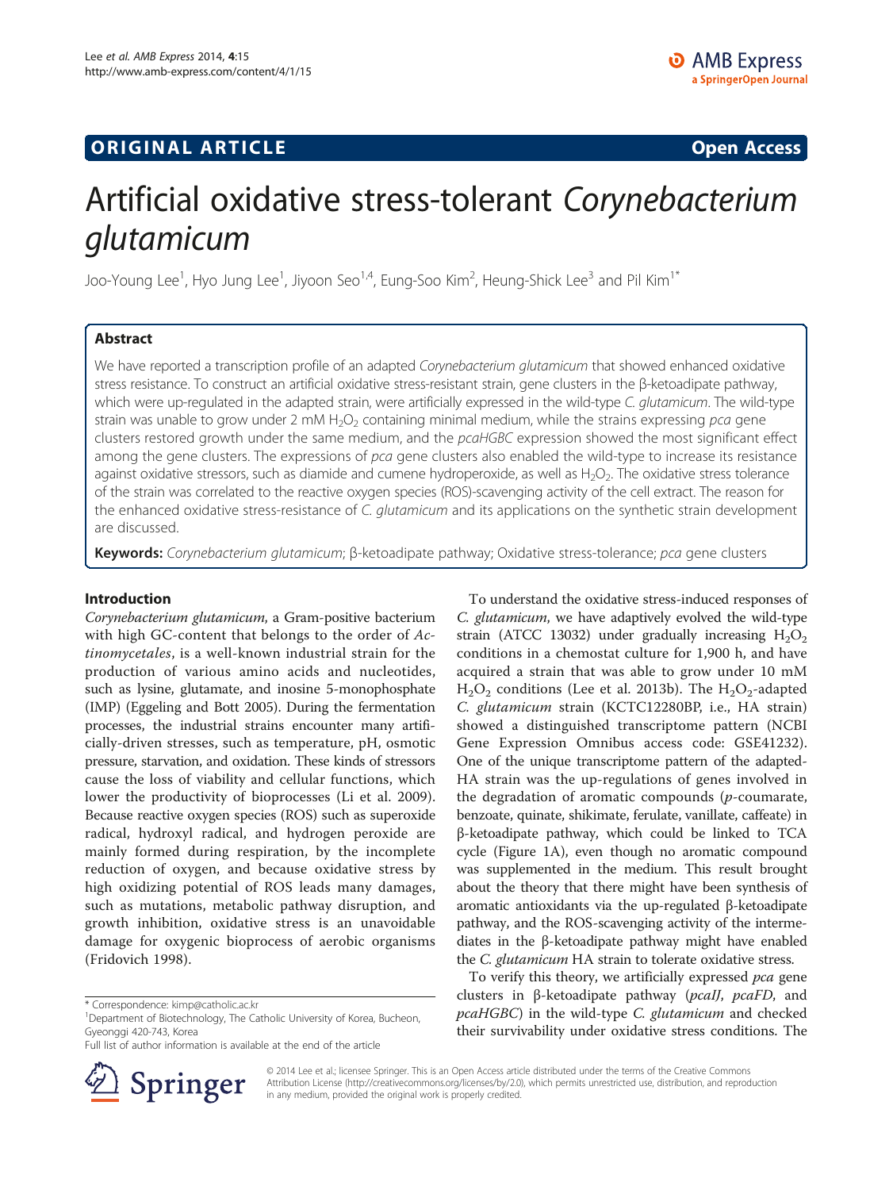**ORIGINAL ARTICLE** **Open Access**

# Artificial oxidative stress-tolerant *Corynebacterium glutamicum*

Joo-Young Lee[1], Hyo Jung Lee[1], Jiyoon Seo[1,4], Eung-Soo Kim[2], Heung-Shick Lee[3] and Pil Kim[1*]

## Abstract

We have reported a transcription profile of an adapted *Corynebacterium glutamicum* that showed enhanced oxidative stress resistance. To construct an artificial oxidative stress-resistant strain, gene clusters in the β-ketoadipate pathway, which were up-regulated in the adapted strain, were artificially expressed in the wild-type *C. glutamicum*. The wild-type strain was unable to grow under 2 mM $H_2O_2$ containing minimal medium, while the strains expressing *pca* gene clusters restored growth under the same medium, and the *pcaHGBC* expression showed the most significant effect among the gene clusters. The expressions of *pca* gene clusters also enabled the wild-type to increase its resistance against oxidative stressors, such as diamide and cumene hydroperoxide, as well as $H_2O_2$. The oxidative stress tolerance of the strain was correlated to the reactive oxygen species (ROS)-scavenging activity of the cell extract. The reason for the enhanced oxidative stress-resistance of *C. glutamicum* and its applications on the synthetic strain development are discussed.

**Keywords:** *Corynebacterium glutamicum*; β-ketoadipate pathway; Oxidative stress-tolerance; *pca* gene clusters

## Introduction

*Corynebacterium glutamicum*, a Gram-positive bacterium with high GC-content that belongs to the order of *Actinomycetales*, is a well-known industrial strain for the production of various amino acids and nucleotides, such as lysine, glutamate, and inosine 5-monophosphate (IMP) (Eggeling and Bott 2005). During the fermentation processes, the industrial strains encounter many artificially-driven stresses, such as temperature, pH, osmotic pressure, starvation, and oxidation. These kinds of stressors cause the loss of viability and cellular functions, which lower the productivity of bioprocesses (Li et al. 2009). Because reactive oxygen species (ROS) such as superoxide radical, hydroxyl radical, and hydrogen peroxide are mainly formed during respiration, by the incomplete reduction of oxygen, and because oxidative stress by high oxidizing potential of ROS leads many damages, such as mutations, metabolic pathway disruption, and growth inhibition, oxidative stress is an unavoidable damage for oxygenic bioprocess of aerobic organisms (Fridovich 1998).

To understand the oxidative stress-induced responses of *C. glutamicum*, we have adaptively evolved the wild-type strain (ATCC 13032) under gradually increasing $H_2O_2$ conditions in a chemostat culture for 1,900 h, and have acquired a strain that was able to grow under 10 mM $H_2O_2$ conditions (Lee et al. 2013b). The $H_2O_2$-adapted *C. glutamicum* strain (KCTC12280BP, i.e., HA strain) showed a distinguished transcriptome pattern (NCBI Gene Expression Omnibus access code: GSE41232). One of the unique transcriptome pattern of the adapted-HA strain was the up-regulations of genes involved in the degradation of aromatic compounds (*p*-coumarate, benzoate, quinate, shikimate, ferulate, vanillate, caffeate) in β-ketoadipate pathway, which could be linked to TCA cycle (Figure 1A), even though no aromatic compound was supplemented in the medium. This result brought about the theory that there might have been synthesis of aromatic antioxidants via the up-regulated β-ketoadipate pathway, and the ROS-scavenging activity of the intermediates in the β-ketoadipate pathway might have enabled the *C. glutamicum* HA strain to tolerate oxidative stress.

To verify this theory, we artificially expressed *pca* gene clusters in β-ketoadipate pathway (*pcaIJ*, *pcaFD*, and *pcaHGBC*) in the wild-type *C. glutamicum* and checked their survivability under oxidative stress conditions. The

\* Correspondence: kimp@catholic.ac.kr
[1]Department of Biotechnology, The Catholic University of Korea, Bucheon, Gyeonggi 420-743, Korea
Full list of author information is available at the end of the article

© 2014 Lee et al.; licensee Springer. This is an Open Access article distributed under the terms of the Creative Commons Attribution License (http://creativecommons.org/licenses/by/2.0), which permits unrestricted use, distribution, and reproduction in any medium, provided the original work is properly credited.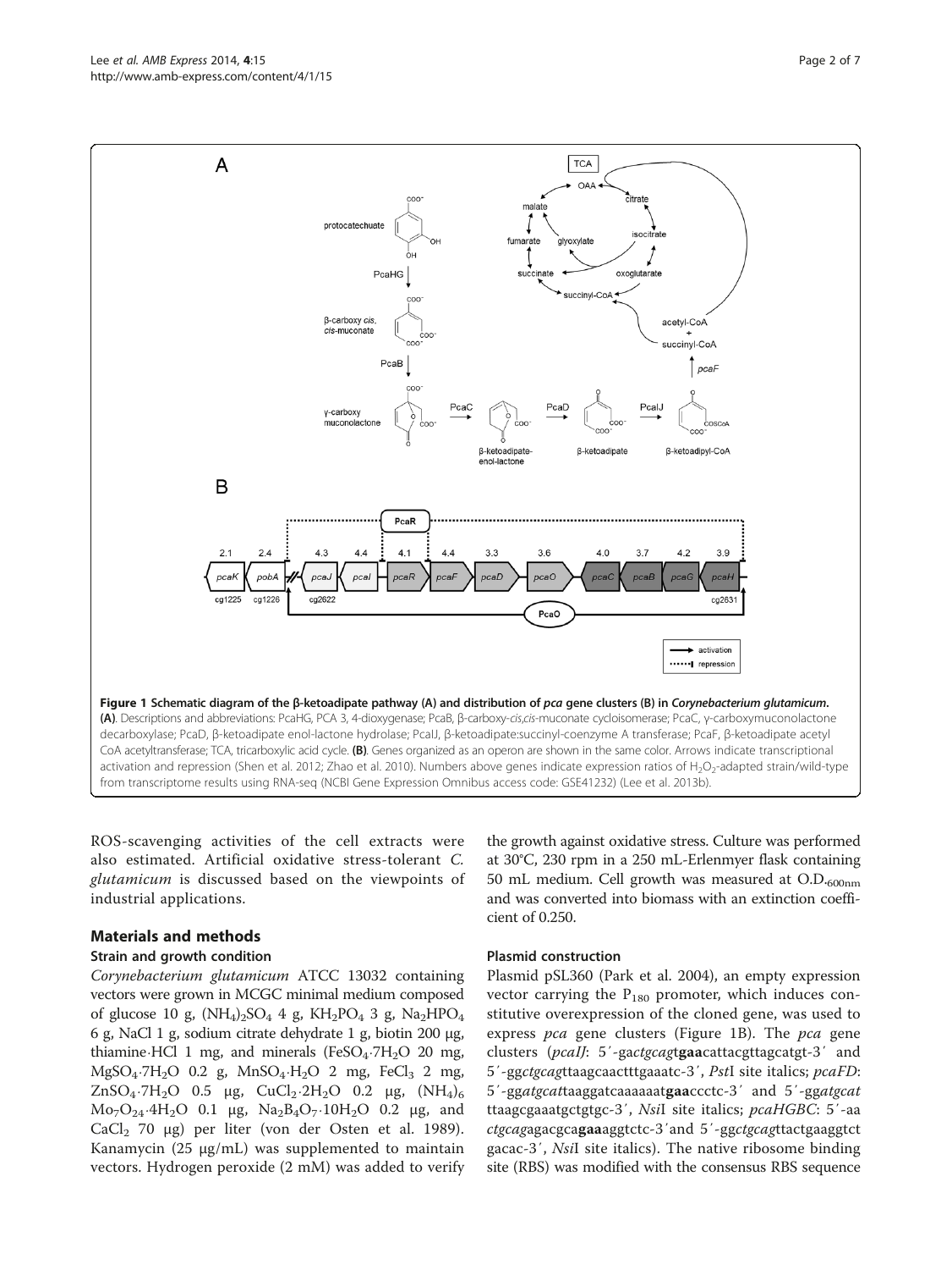**Figure 1 Schematic diagram of the β-ketoadipate pathway (A) and distribution of *pca* gene clusters (B) in *Corynebacterium glutamicum*.** **(A)**. Descriptions and abbreviations: PcaHG, PCA 3, 4-dioxygenase; PcaB, β-carboxy-*cis,cis*-muconate cycloisomerase; PcaC, γ-carboxymuconolactone decarboxylase; PcaD, β-ketoadipate enol-lactone hydrolase; PcaIJ, β-ketoadipate:succinyl-coenzyme A transferase; PcaF, β-ketoadipate acetyl CoA acetyltransferase; TCA, tricarboxylic acid cycle. **(B)**. Genes organized as an operon are shown in the same color. Arrows indicate transcriptional activation and repression (Shen et al. 2012; Zhao et al. 2010). Numbers above genes indicate expression ratios of $H_2O_2$-adapted strain/wild-type from transcriptome results using RNA-seq (NCBI Gene Expression Omnibus access code: GSE41232) (Lee et al. 2013b).

ROS-scavenging activities of the cell extracts were also estimated. Artificial oxidative stress-tolerant *C. glutamicum* is discussed based on the viewpoints of industrial applications.

## Materials and methods

### Strain and growth condition

*Corynebacterium glutamicum* ATCC 13032 containing vectors were grown in MCGC minimal medium composed of glucose 10 g, $(NH_4)_2SO_4$ 4 g, $KH_2PO_4$ 3 g, $Na_2HPO_4$ 6 g, NaCl 1 g, sodium citrate dehydrate 1 g, biotin 200 μg, thiamine·HCl 1 mg, and minerals ($FeSO_4 \cdot 7H_2O$ 20 mg, $MgSO_4 \cdot 7H_2O$ 0.2 g, $MnSO_4 \cdot H_2O$ 2 mg, $FeCl_3$ 2 mg, $ZnSO_4 \cdot 7H_2O$ 0.5 μg, $CuCl_2 \cdot 2H_2O$ 0.2 μg, $(NH_4)_6Mo_7O_{24} \cdot 4H_2O$ 0.1 μg, $Na_2B_4O_7 \cdot 10H_2O$ 0.2 μg, and $CaCl_2$ 70 μg) per liter (von der Osten et al. 1989). Kanamycin (25 μg/mL) was supplemented to maintain vectors. Hydrogen peroxide (2 mM) was added to verify the growth against oxidative stress. Culture was performed at 30°C, 230 rpm in a 250 mL-Erlenmyer flask containing 50 mL medium. Cell growth was measured at $O.D._{600nm}$ and was converted into biomass with an extinction coefficient of 0.250.

### Plasmid construction

Plasmid pSL360 (Park et al. 2004), an empty expression vector carrying the $P_{180}$ promoter, which induces constitutive overexpression of the cloned gene, was used to express *pca* gene clusters (Figure 1B). The *pca* gene clusters (*pcaIJ*: 5′-ga*ctgcag*t**gaa**cattacgttagcatgt-3′ and 5′-gg*ctgcag*ttaagcaactttgaaatc-3′, *Pst*I site italics; *pcaFD*: 5′-gg*atgcat*taaggatcaaaaaat**gaa**ccctc-3′ and 5′-gg*atgcat*ttaagcgaaatgctgtgc-3′, *Nsi*I site italics; *pcaHGBC*: 5′-aa*ctgcag*agacgca**gaa**aggtctc-3′and 5′-gg*ctgcag*ttactgaaggtctgacac-3′, *Nsi*I site italics). The native ribosome binding site (RBS) was modified with the consensus RBS sequence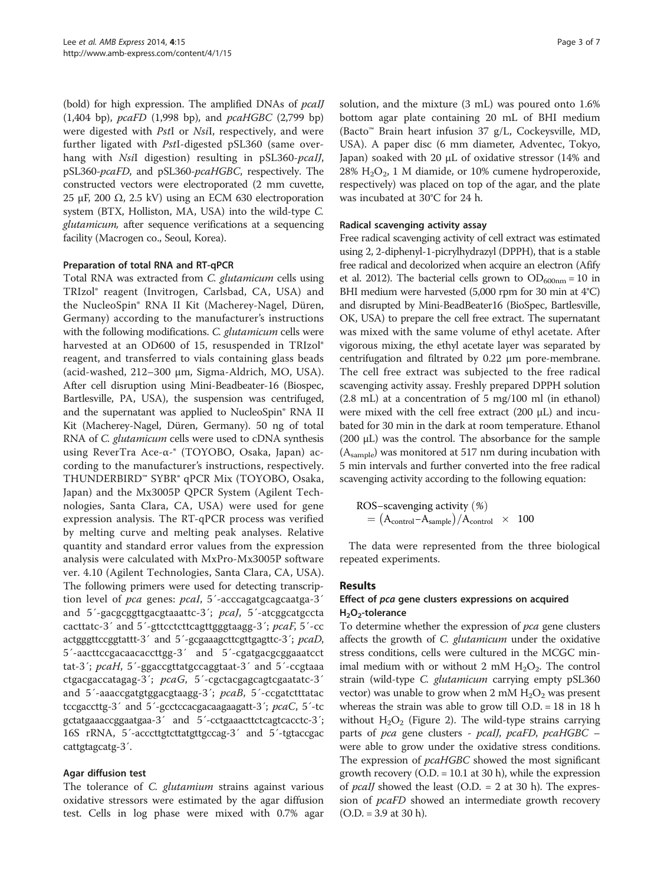(bold) for high expression. The amplified DNAs of *pcaIJ* (1,404 bp), *pcaFD* (1,998 bp), and *pcaHGBC* (2,799 bp) were digested with *Pst*I or *Nsi*I, respectively, and were further ligated with *Pst*I-digested pSL360 (same overhang with *Nsi*I digestion) resulting in pSL360-*pcaIJ*, pSL360-*pcaFD*, and pSL360-*pcaHGBC*, respectively. The constructed vectors were electroporated (2 mm cuvette, 25 μF, 200 Ω, 2.5 kV) using an ECM 630 electroporation system (BTX, Holliston, MA, USA) into the wild-type *C. glutamicum,* after sequence verifications at a sequencing facility (Macrogen co., Seoul, Korea).

#### Preparation of total RNA and RT-qPCR

Total RNA was extracted from *C. glutamicum* cells using TRIzol® reagent (Invitrogen, Carlsbad, CA, USA) and the NucleoSpin® RNA II Kit (Macherey-Nagel, Düren, Germany) according to the manufacturer's instructions with the following modifications. *C. glutamicum* cells were harvested at an OD600 of 15, resuspended in TRIzol® reagent, and transferred to vials containing glass beads (acid-washed, 212–300 μm, Sigma-Aldrich, MO, USA). After cell disruption using Mini-Beadbeater-16 (Biospec, Bartlesville, PA, USA), the suspension was centrifuged, and the supernatant was applied to NucleoSpin® RNA II Kit (Macherey-Nagel, Düren, Germany). 50 ng of total RNA of *C. glutamicum* cells were used to cDNA synthesis using ReverTra Ace-α-® (TOYOBO, Osaka, Japan) according to the manufacturer's instructions, respectively. THUNDERBIRD™ SYBR® qPCR Mix (TOYOBO, Osaka, Japan) and the Mx3005P QPCR System (Agilent Technologies, Santa Clara, CA, USA) were used for gene expression analysis. The RT-qPCR process was verified by melting curve and melting peak analyses. Relative quantity and standard error values from the expression analysis were calculated with MxPro-Mx3005P software ver. 4.10 (Agilent Technologies, Santa Clara, CA, USA). The following primers were used for detecting transcription level of *pca* genes: *pcaI*, 5′-acccagatgcagcaatga-3′ and 5′-gacgcggttgacgtaaattc-3′; *pcaJ*, 5′-atcggcatgccta cacttatc-3′ and 5′-gttcctcttcagttgggtaagg-3′; *pcaF*, 5′-cc actgggttccggtattt-3′ and 5′-gcgaaagcttcgttgagttc-3′; *pcaD*, 5′-aacttccgacaacaccttgg-3′ and 5′-cgatgacgcggaaatcct tat-3′; *pcaH*, 5′-ggaccgttatgccaggtaat-3′ and 5′-ccgtaaa ctgacgaccatagag-3′; *pcaG*, 5′-cgctacgagcagtcgaatatc-3′ and 5′-aaaccgatgtggacgtaagg-3′; *pcaB*, 5′-ccgatctttatac tccgaccttg-3′ and 5′-gcctccacgacaagaagatt-3′; *pcaC*, 5′-tc gctatgaaaccggaatgaa-3′ and 5′-cctgaaacttctcagtcacctc-3′; 16S rRNA, 5′-acccttgtcttatgttgccag-3′ and 5′-tgtaccgac cattgtagcatg-3′.

#### Agar diffusion test

The tolerance of *C. glutamium* strains against various oxidative stressors were estimated by the agar diffusion test. Cells in log phase were mixed with 0.7% agar solution, and the mixture (3 mL) was poured onto 1.6% bottom agar plate containing 20 mL of BHI medium (Bacto™ Brain heart infusion 37 g/L, Cockeysville, MD, USA). A paper disc (6 mm diameter, Adventec, Tokyo, Japan) soaked with 20 μL of oxidative stressor (14% and 28% $H_2O_2$, 1 M diamide, or 10% cumene hydroperoxide, respectively) was placed on top of the agar, and the plate was incubated at 30°C for 24 h.

#### Radical scavenging activity assay

Free radical scavenging activity of cell extract was estimated using 2, 2-diphenyl-1-picrylhydrazyl (DPPH), that is a stable free radical and decolorized when acquire an electron (Afify et al. 2012). The bacterial cells grown to $OD_{600nm} = 10$ in BHI medium were harvested (5,000 rpm for 30 min at 4°C) and disrupted by Mini-BeadBeater16 (BioSpec, Bartlesville, OK, USA) to prepare the cell free extract. The supernatant was mixed with the same volume of ethyl acetate. After vigorous mixing, the ethyl acetate layer was separated by centrifugation and filtrated by 0.22 μm pore-membrane. The cell free extract was subjected to the free radical scavenging activity assay. Freshly prepared DPPH solution (2.8 mL) at a concentration of 5 mg/100 ml (in ethanol) were mixed with the cell free extract (200 μL) and incubated for 30 min in the dark at room temperature. Ethanol (200 μL) was the control. The absorbance for the sample ($A_{sample}$) was monitored at 517 nm during incubation with 5 min intervals and further converted into the free radical scavenging activity according to the following equation:

$$\text{ROS-scavenging activity } (\%) = \left(A_{control} - A_{sample}\right)/A_{control} \times 100$$

The data were represented from the three biological repeated experiments.

## Results

### Effect of *pca* gene clusters expressions on acquired $H_2O_2$-tolerance

To determine whether the expression of *pca* gene clusters affects the growth of *C. glutamicum* under the oxidative stress conditions, cells were cultured in the MCGC minimal medium with or without 2 mM $H_2O_2$. The control strain (wild-type *C. glutamicum* carrying empty pSL360 vector) was unable to grow when 2 mM $H_2O_2$ was present whereas the strain was able to grow till O.D. = 18 in 18 h without $H_2O_2$ (Figure 2). The wild-type strains carrying parts of *pca* gene clusters - *pcaIJ*, *pcaFD*, *pcaHGBC* – were able to grow under the oxidative stress conditions. The expression of *pcaHGBC* showed the most significant growth recovery (O.D. = 10.1 at 30 h), while the expression of *pcaIJ* showed the least (O.D. = 2 at 30 h). The expression of *pcaFD* showed an intermediate growth recovery (O.D. = 3.9 at 30 h).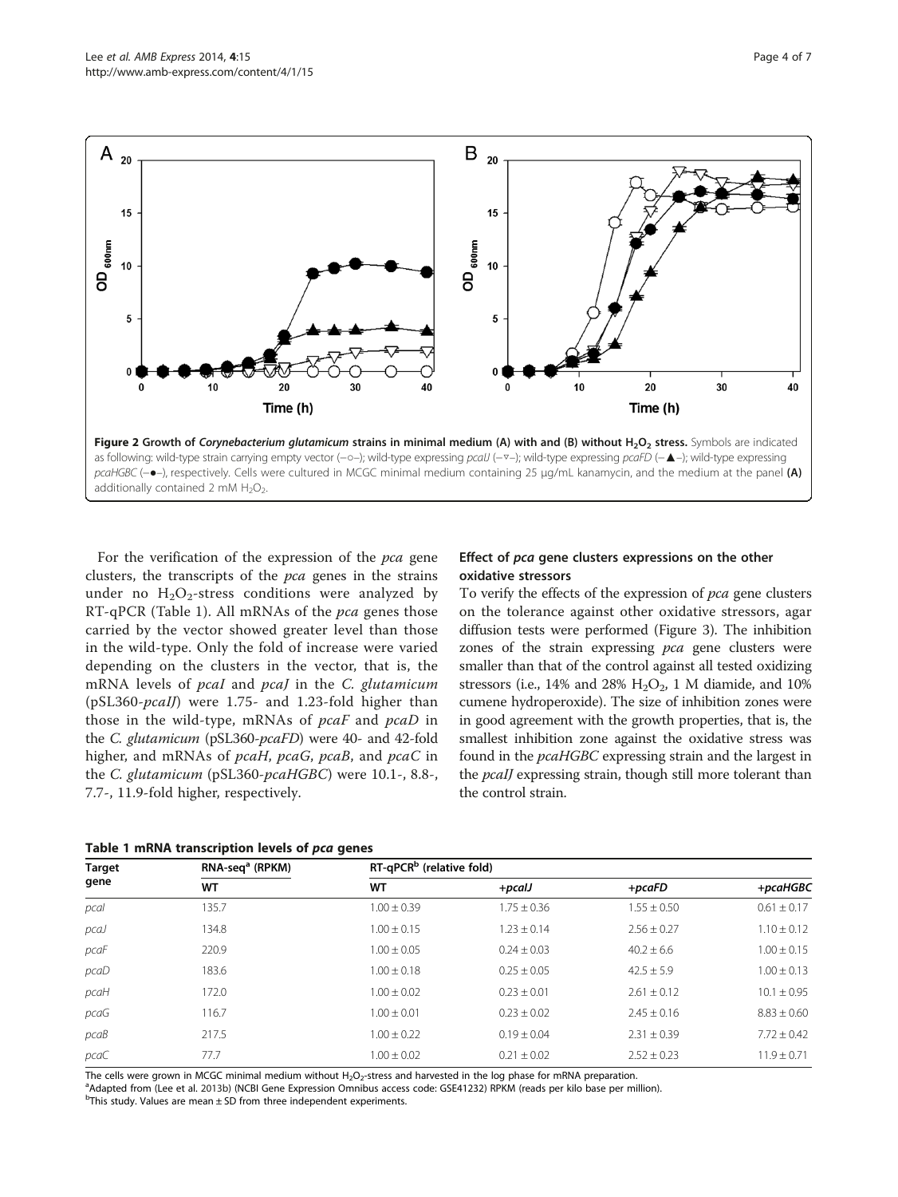**Figure 2 Growth of *Corynebacterium glutamicum* strains in minimal medium (A) with and (B) without $H_2O_2$ stress.** Symbols are indicated as following: wild-type strain carrying empty vector (–○–); wild-type expressing *pcaIJ* (–▽–); wild-type expressing *pcaFD* (–▲–); wild-type expressing *pcaHGBC* (–●–), respectively. Cells were cultured in MCGC minimal medium containing 25 μg/mL kanamycin, and the medium at the panel **(A)** additionally contained 2 mM $H_2O_2$.

For the verification of the expression of the *pca* gene clusters, the transcripts of the *pca* genes in the strains under no $H_2O_2$-stress conditions were analyzed by RT-qPCR (Table 1). All mRNAs of the *pca* genes those carried by the vector showed greater level than those in the wild-type. Only the fold of increase were varied depending on the clusters in the vector, that is, the mRNA levels of *pcaI* and *pcaJ* in the *C. glutamicum* (pSL360-*pcaIJ*) were 1.75- and 1.23-fold higher than those in the wild-type, mRNAs of *pcaF* and *pcaD* in the *C. glutamicum* (pSL360-*pcaFD*) were 40- and 42-fold higher, and mRNAs of *pcaH*, *pcaG*, *pcaB*, and *pcaC* in the *C. glutamicum* (pSL360-*pcaHGBC*) were 10.1-, 8.8-, 7.7-, 11.9-fold higher, respectively.

## Effect of *pca* gene clusters expressions on the other oxidative stressors

To verify the effects of the expression of *pca* gene clusters on the tolerance against other oxidative stressors, agar diffusion tests were performed (Figure 3). The inhibition zones of the strain expressing *pca* gene clusters were smaller than that of the control against all tested oxidizing stressors (i.e., 14% and 28% $H_2O_2$, 1 M diamide, and 10% cumene hydroperoxide). The size of inhibition zones were in good agreement with the growth properties, that is, the smallest inhibition zone against the oxidative stress was found in the *pcaHGBC* expressing strain and the largest in the *pcaIJ* expressing strain, though still more tolerant than the control strain.

**Table 1 mRNA transcription levels of *pca* genes**

| Target gene | RNA-seq[a] (RPKM) | RT-qPCR[b] (relative fold) | | | |
|---|---|---|---|---|---|
| | WT | WT | +*pcaIJ* | +*pcaFD* | +*pcaHGBC* |
| *pcaI* | 135.7 | 1.00 ± 0.39 | 1.75 ± 0.36 | 1.55 ± 0.50 | 0.61 ± 0.17 |
| *pcaJ* | 134.8 | 1.00 ± 0.15 | 1.23 ± 0.14 | 2.56 ± 0.27 | 1.10 ± 0.12 |
| *pcaF* | 220.9 | 1.00 ± 0.05 | 0.24 ± 0.03 | 40.2 ± 6.6 | 1.00 ± 0.15 |
| *pcaD* | 183.6 | 1.00 ± 0.18 | 0.25 ± 0.05 | 42.5 ± 5.9 | 1.00 ± 0.13 |
| *pcaH* | 172.0 | 1.00 ± 0.02 | 0.23 ± 0.01 | 2.61 ± 0.12 | 10.1 ± 0.95 |
| *pcaG* | 116.7 | 1.00 ± 0.01 | 0.23 ± 0.02 | 2.45 ± 0.16 | 8.83 ± 0.60 |
| *pcaB* | 217.5 | 1.00 ± 0.22 | 0.19 ± 0.04 | 2.31 ± 0.39 | 7.72 ± 0.42 |
| *pcaC* | 77.7 | 1.00 ± 0.02 | 0.21 ± 0.02 | 2.52 ± 0.23 | 11.9 ± 0.71 |

The cells were grown in MCGC minimal medium without $H_2O_2$-stress and harvested in the log phase for mRNA preparation.
[a]Adapted from (Lee et al. 2013b) (NCBI Gene Expression Omnibus access code: GSE41232) RPKM (reads per kilo base per million).
[b]This study. Values are mean ± SD from three independent experiments.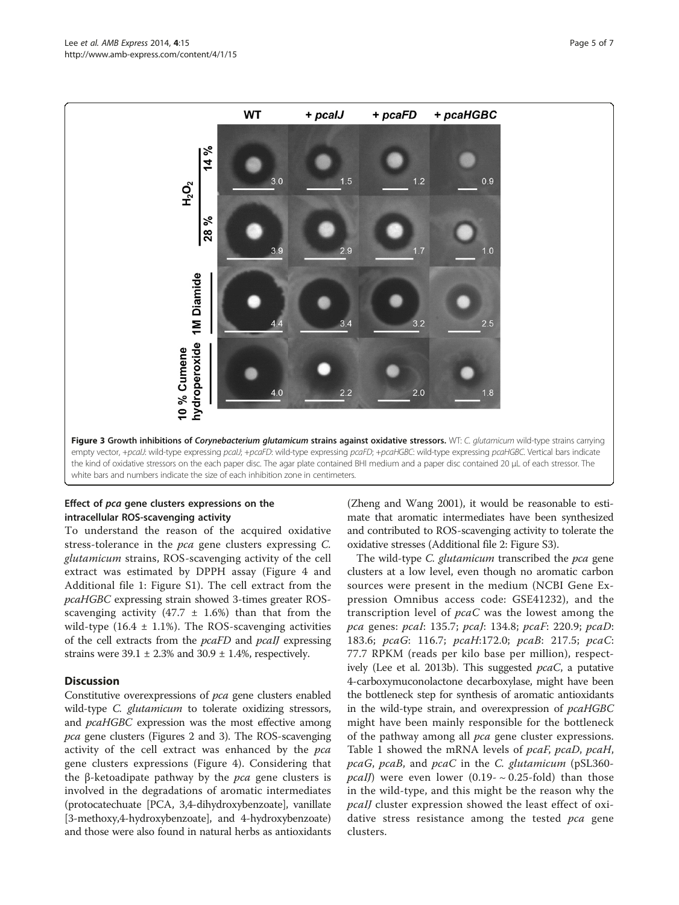**Figure 3 Growth inhibitions of *Corynebacterium glutamicum* strains against oxidative stressors.** WT: *C. glutamicum* wild-type strains carrying empty vector, +*pcaIJ*: wild-type expressing *pcaIJ*; +*pcaFD*: wild-type expressing *pcaFD*; +*pcaHGBC*: wild-type expressing *pcaHGBC*. Vertical bars indicate the kind of oxidative stressors on the each paper disc. The agar plate contained BHI medium and a paper disc contained 20 μL of each stressor. The white bars and numbers indicate the size of each inhibition zone in centimeters.

### Effect of *pca* gene clusters expressions on the intracellular ROS-scavenging activity

To understand the reason of the acquired oxidative stress-tolerance in the *pca* gene clusters expressing *C. glutamicum* strains, ROS-scavenging activity of the cell extract was estimated by DPPH assay (Figure 4 and Additional file 1: Figure S1). The cell extract from the *pcaHGBC* expressing strain showed 3-times greater ROS-scavenging activity (47.7 ± 1.6%) than that from the wild-type (16.4 ± 1.1%). The ROS-scavenging activities of the cell extracts from the *pcaFD* and *pcaIJ* expressing strains were 39.1 ± 2.3% and 30.9 ± 1.4%, respectively.

## Discussion

Constitutive overexpressions of *pca* gene clusters enabled wild-type *C. glutamicum* to tolerate oxidizing stressors, and *pcaHGBC* expression was the most effective among *pca* gene clusters (Figures 2 and 3). The ROS-scavenging activity of the cell extract was enhanced by the *pca* gene clusters expressions (Figure 4). Considering that the β-ketoadipate pathway by the *pca* gene clusters is involved in the degradations of aromatic intermediates (protocatechuate [PCA, 3,4-dihydroxybenzoate], vanillate [3-methoxy,4-hydroxybenzoate], and 4-hydroxybenzoate) and those were also found in natural herbs as antioxidants (Zheng and Wang 2001), it would be reasonable to estimate that aromatic intermediates have been synthesized and contributed to ROS-scavenging activity to tolerate the oxidative stresses (Additional file 2: Figure S3).

The wild-type *C. glutamicum* transcribed the *pca* gene clusters at a low level, even though no aromatic carbon sources were present in the medium (NCBI Gene Expression Omnibus access code: GSE41232), and the transcription level of *pcaC* was the lowest among the *pca* genes: *pcaI*: 135.7; *pcaJ*: 134.8; *pcaF*: 220.9; *pcaD*: 183.6; *pcaG*: 116.7; *pcaH*:172.0; *pcaB*: 217.5; *pcaC*: 77.7 RPKM (reads per kilo base per million), respectively (Lee et al. 2013b). This suggested *pcaC*, a putative 4-carboxymuconolactone decarboxylase, might have been the bottleneck step for synthesis of aromatic antioxidants in the wild-type strain, and overexpression of *pcaHGBC* might have been mainly responsible for the bottleneck of the pathway among all *pca* gene cluster expressions. Table 1 showed the mRNA levels of *pcaF*, *pcaD*, *pcaH*, *pcaG*, *pcaB*, and *pcaC* in the *C. glutamicum* (pSL360-*pcaIJ*) were even lower (0.19- ~ 0.25-fold) than those in the wild-type, and this might be the reason why the *pcaIJ* cluster expression showed the least effect of oxidative stress resistance among the tested *pca* gene clusters.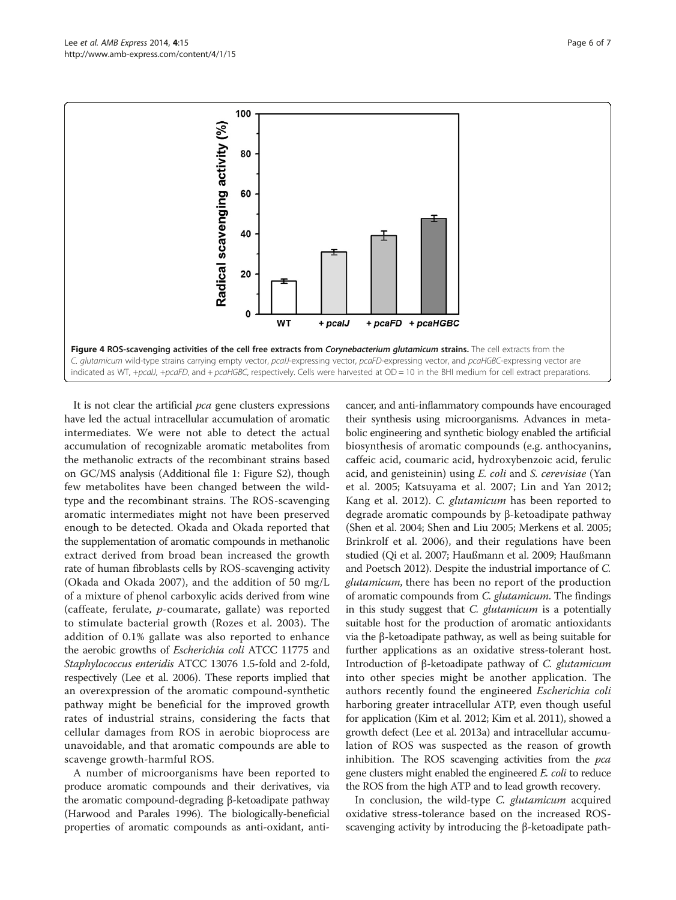**Figure 4 ROS-scavenging activities of the cell free extracts from *Corynebacterium glutamicum* strains.** The cell extracts from the *C. glutamicum* wild-type strains carrying empty vector, *pcaIJ*-expressing vector, *pcaFD*-expressing vector, and *pcaHGBC*-expressing vector are indicated as WT, +*pcaIJ*, +*pcaFD*, and + *pcaHGBC*, respectively. Cells were harvested at OD = 10 in the BHI medium for cell extract preparations.

It is not clear the artificial *pca* gene clusters expressions have led the actual intracellular accumulation of aromatic intermediates. We were not able to detect the actual accumulation of recognizable aromatic metabolites from the methanolic extracts of the recombinant strains based on GC/MS analysis (Additional file 1: Figure S2), though few metabolites have been changed between the wild-type and the recombinant strains. The ROS-scavenging aromatic intermediates might not have been preserved enough to be detected. Okada and Okada reported that the supplementation of aromatic compounds in methanolic extract derived from broad bean increased the growth rate of human fibroblasts cells by ROS-scavenging activity (Okada and Okada 2007), and the addition of 50 mg/L of a mixture of phenol carboxylic acids derived from wine (caffeate, ferulate, *p*-coumarate, gallate) was reported to stimulate bacterial growth (Rozes et al. 2003). The addition of 0.1% gallate was also reported to enhance the aerobic growths of *Escherichia coli* ATCC 11775 and *Staphylococcus enteridis* ATCC 13076 1.5-fold and 2-fold, respectively (Lee et al. 2006). These reports implied that an overexpression of the aromatic compound-synthetic pathway might be beneficial for the improved growth rates of industrial strains, considering the facts that cellular damages from ROS in aerobic bioprocess are unavoidable, and that aromatic compounds are able to scavenge growth-harmful ROS.

A number of microorganisms have been reported to produce aromatic compounds and their derivatives, via the aromatic compound-degrading β-ketoadipate pathway (Harwood and Parales 1996). The biologically-beneficial properties of aromatic compounds as anti-oxidant, anti-cancer, and anti-inflammatory compounds have encouraged their synthesis using microorganisms. Advances in metabolic engineering and synthetic biology enabled the artificial biosynthesis of aromatic compounds (e.g. anthocyanins, caffeic acid, coumaric acid, hydroxybenzoic acid, ferulic acid, and genisteinin) using *E. coli* and *S. cerevisiae* (Yan et al. 2005; Katsuyama et al. 2007; Lin and Yan 2012; Kang et al. 2012). *C. glutamicum* has been reported to degrade aromatic compounds by β-ketoadipate pathway (Shen et al. 2004; Shen and Liu 2005; Merkens et al. 2005; Brinkrolf et al. 2006), and their regulations have been studied (Qi et al. 2007; Haußmann et al. 2009; Haußmann and Poetsch 2012). Despite the industrial importance of *C. glutamicum*, there has been no report of the production of aromatic compounds from *C. glutamicum*. The findings in this study suggest that *C. glutamicum* is a potentially suitable host for the production of aromatic antioxidants via the β-ketoadipate pathway, as well as being suitable for further applications as an oxidative stress-tolerant host. Introduction of β-ketoadipate pathway of *C. glutamicum* into other species might be another application. The authors recently found the engineered *Escherichia coli* harboring greater intracellular ATP, even though useful for application (Kim et al. 2012; Kim et al. 2011), showed a growth defect (Lee et al. 2013a) and intracellular accumulation of ROS was suspected as the reason of growth inhibition. The ROS scavenging activities from the *pca* gene clusters might enabled the engineered *E. coli* to reduce the ROS from the high ATP and to lead growth recovery.

In conclusion, the wild-type *C. glutamicum* acquired oxidative stress-tolerance based on the increased ROS-scavenging activity by introducing the β-ketoadipate path-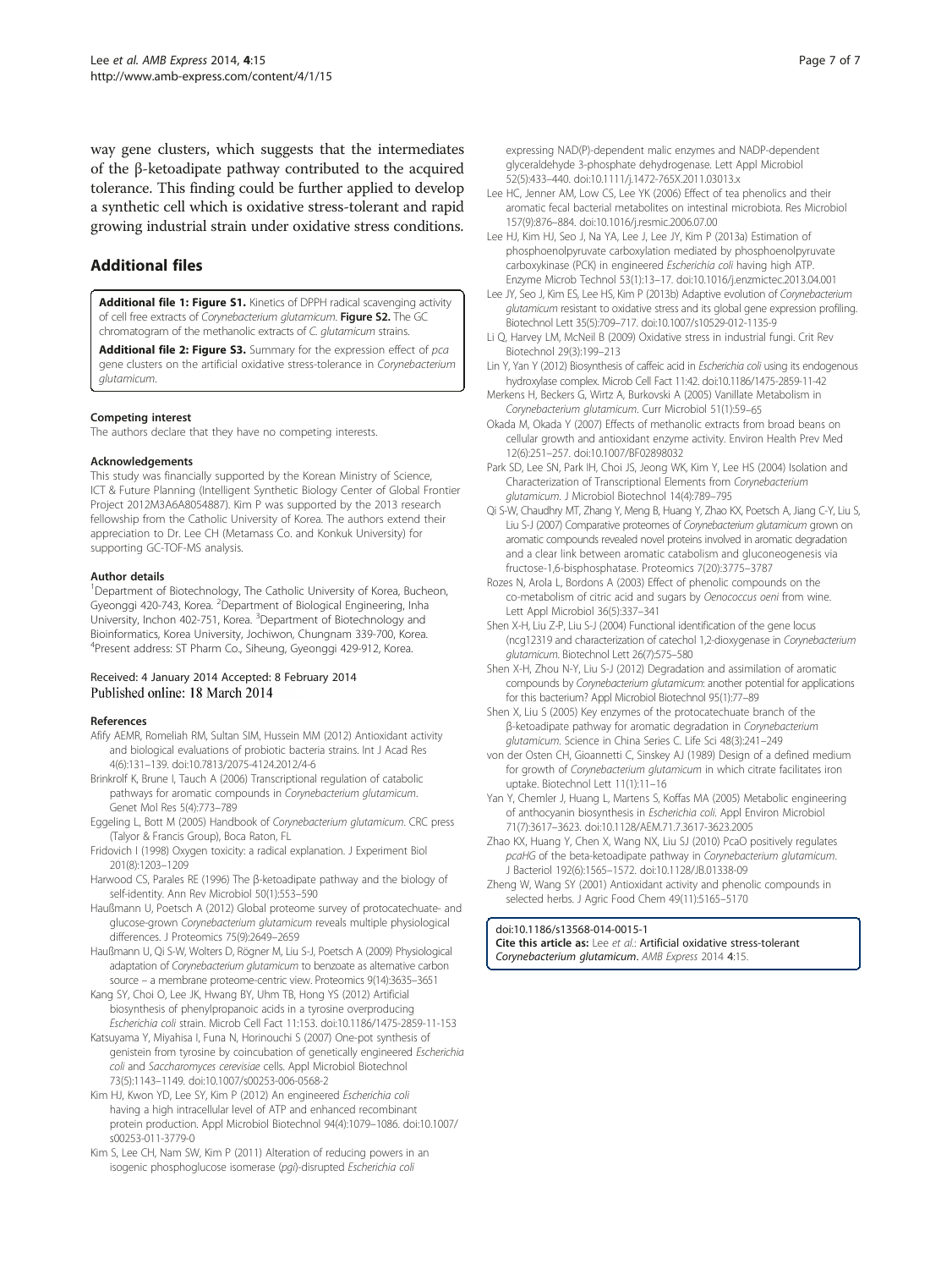way gene clusters, which suggests that the intermediates of the β-ketoadipate pathway contributed to the acquired tolerance. This finding could be further applied to develop a synthetic cell which is oxidative stress-tolerant and rapid growing industrial strain under oxidative stress conditions.

## Additional files

**Additional file 1: Figure S1.** Kinetics of DPPH radical scavenging activity of cell free extracts of *Corynebacterium glutamicum*. **Figure S2.** The GC chromatogram of the methanolic extracts of *C. glutamicum* strains.

**Additional file 2: Figure S3.** Summary for the expression effect of *pca* gene clusters on the artificial oxidative stress-tolerance in *Corynebacterium glutamicum*.

#### Competing interest

The authors declare that they have no competing interests.

#### Acknowledgements

This study was financially supported by the Korean Ministry of Science, ICT & Future Planning (Intelligent Synthetic Biology Center of Global Frontier Project 2012M3A6A8054887). Kim P was supported by the 2013 research fellowship from the Catholic University of Korea. The authors extend their appreciation to Dr. Lee CH (Metamass Co. and Konkuk University) for supporting GC-TOF-MS analysis.

#### Author details

[1]Department of Biotechnology, The Catholic University of Korea, Bucheon, Gyeonggi 420-743, Korea. [2]Department of Biological Engineering, Inha University, Inchon 402-751, Korea. [3]Department of Biotechnology and Bioinformatics, Korea University, Jochiwon, Chungnam 339-700, Korea. [4]Present address: ST Pharm Co., Siheung, Gyeonggi 429-912, Korea.

Received: 4 January 2014 Accepted: 8 February 2014
Published online: 18 March 2014

#### References

Afify AEMR, Romeliah RM, Sultan SIM, Hussein MM (2012) Antioxidant activity and biological evaluations of probiotic bacteria strains. Int J Acad Res 4(6):131–139. doi:10.7813/2075-4124.2012/4-6

Brinkrolf K, Brune I, Tauch A (2006) Transcriptional regulation of catabolic pathways for aromatic compounds in *Corynebacterium glutamicum*. Genet Mol Res 5(4):773–789

Eggeling L, Bott M (2005) Handbook of *Corynebacterium glutamicum*. CRC press (Talyor & Francis Group), Boca Raton, FL

Fridovich I (1998) Oxygen toxicity: a radical explanation. J Experiment Biol 201(8):1203–1209

Harwood CS, Parales RE (1996) The β-ketoadipate pathway and the biology of self-identity. Ann Rev Microbiol 50(1):553–590

Haußmann U, Poetsch A (2012) Global proteome survey of protocatechuate- and glucose-grown *Corynebacterium glutamicum* reveals multiple physiological differences. J Proteomics 75(9):2649–2659

Haußmann U, Qi S-W, Wolters D, Rögner M, Liu S-J, Poetsch A (2009) Physiological adaptation of *Corynebacterium glutamicum* to benzoate as alternative carbon source – a membrane proteome-centric view. Proteomics 9(14):3635–3651

Kang SY, Choi O, Lee JK, Hwang BY, Uhm TB, Hong YS (2012) Artificial biosynthesis of phenylpropanoic acids in a tyrosine overproducing *Escherichia coli* strain. Microb Cell Fact 11:153. doi:10.1186/1475-2859-11-153

Katsuyama Y, Miyahisa I, Funa N, Horinouchi S (2007) One-pot synthesis of genistein from tyrosine by coincubation of genetically engineered *Escherichia coli* and *Saccharomyces cerevisiae* cells. Appl Microbiol Biotechnol 73(5):1143–1149. doi:10.1007/s00253-006-0568-2

Kim HJ, Kwon YD, Lee SY, Kim P (2012) An engineered *Escherichia coli* having a high intracellular level of ATP and enhanced recombinant protein production. Appl Microbiol Biotechnol 94(4):1079–1086. doi:10.1007/s00253-011-3779-0

Kim S, Lee CH, Nam SW, Kim P (2011) Alteration of reducing powers in an isogenic phosphoglucose isomerase (*pgi*)-disrupted *Escherichia coli* expressing NAD(P)-dependent malic enzymes and NADP-dependent glyceraldehyde 3-phosphate dehydrogenase. Lett Appl Microbiol 52(5):433–440. doi:10.1111/j.1472-765X.2011.03013.x

Lee HC, Jenner AM, Low CS, Lee YK (2006) Effect of tea phenolics and their aromatic fecal bacterial metabolites on intestinal microbiota. Res Microbiol 157(9):876–884. doi:10.1016/j.resmic.2006.07.00

Lee HJ, Kim HJ, Seo J, Na YA, Lee J, Lee JY, Kim P (2013a) Estimation of phosphoenolpyruvate carboxylation mediated by phosphoenolpyruvate carboxykinase (PCK) in engineered *Escherichia coli* having high ATP. Enzyme Microb Technol 53(1):13–17. doi:10.1016/j.enzmictec.2013.04.001

Lee JY, Seo J, Kim ES, Lee HS, Kim P (2013b) Adaptive evolution of *Corynebacterium glutamicum* resistant to oxidative stress and its global gene expression profiling. Biotechnol Lett 35(5):709–717. doi:10.1007/s10529-012-1135-9

Li Q, Harvey LM, McNeil B (2009) Oxidative stress in industrial fungi. Crit Rev Biotechnol 29(3):199–213

Lin Y, Yan Y (2012) Biosynthesis of caffeic acid in *Escherichia coli* using its endogenous hydroxylase complex. Microb Cell Fact 11:42. doi:10.1186/1475-2859-11-42

Merkens H, Beckers G, Wirtz A, Burkovski A (2005) Vanillate Metabolism in *Corynebacterium glutamicum*. Curr Microbiol 51(1):59–65

Okada M, Okada Y (2007) Effects of methanolic extracts from broad beans on cellular growth and antioxidant enzyme activity. Environ Health Prev Med 12(6):251–257. doi:10.1007/BF02898032

Park SD, Lee SN, Park IH, Choi JS, Jeong WK, Kim Y, Lee HS (2004) Isolation and Characterization of Transcriptional Elements from *Corynebacterium glutamicum*. J Microbiol Biotechnol 14(4):789–795

Qi S-W, Chaudhry MT, Zhang Y, Meng B, Huang Y, Zhao KX, Poetsch A, Jiang C-Y, Liu S, Liu S-J (2007) Comparative proteomes of *Corynebacterium glutamicum* grown on aromatic compounds revealed novel proteins involved in aromatic degradation and a clear link between aromatic catabolism and gluconeogenesis via fructose-1,6-bisphosphatase. Proteomics 7(20):3775–3787

Rozes N, Arola L, Bordons A (2003) Effect of phenolic compounds on the co-metabolism of citric acid and sugars by *Oenococcus oeni* from wine. Lett Appl Microbiol 36(5):337–341

Shen X-H, Liu Z-P, Liu S-J (2004) Functional identification of the gene locus (ncg12319 and characterization of catechol 1,2-dioxygenase in *Corynebacterium glutamicum*. Biotechnol Lett 26(7):575–580

Shen X-H, Zhou N-Y, Liu S-J (2012) Degradation and assimilation of aromatic compounds by *Corynebacterium glutamicum*: another potential for applications for this bacterium? Appl Microbiol Biotechnol 95(1):77–89

Shen X, Liu S (2005) Key enzymes of the protocatechuate branch of the β-ketoadipate pathway for aromatic degradation in *Corynebacterium glutamicum*. Science in China Series C. Life Sci 48(3):241–249

von der Osten CH, Gioannetti C, Sinskey AJ (1989) Design of a defined medium for growth of *Corynebacterium glutamicum* in which citrate facilitates iron uptake. Biotechnol Lett 11(1):11–16

Yan Y, Chemler J, Huang L, Martens S, Koffas MA (2005) Metabolic engineering of anthocyanin biosynthesis in *Escherichia coli*. Appl Environ Microbiol 71(7):3617–3623. doi:10.1128/AEM.71.7.3617-3623.2005

Zhao KX, Huang Y, Chen X, Wang NX, Liu SJ (2010) PcaO positively regulates *pcaHG* of the beta-ketoadipate pathway in *Corynebacterium glutamicum*. J Bacteriol 192(6):1565–1572. doi:10.1128/JB.01338-09

Zheng W, Wang SY (2001) Antioxidant activity and phenolic compounds in selected herbs. J Agric Food Chem 49(11):5165–5170

doi:10.1186/s13568-014-0015-1
**Cite this article as:** Lee *et al.*: Artificial oxidative stress-tolerant *Corynebacterium glutamicum*. *AMB Express* 2014 **4**:15.